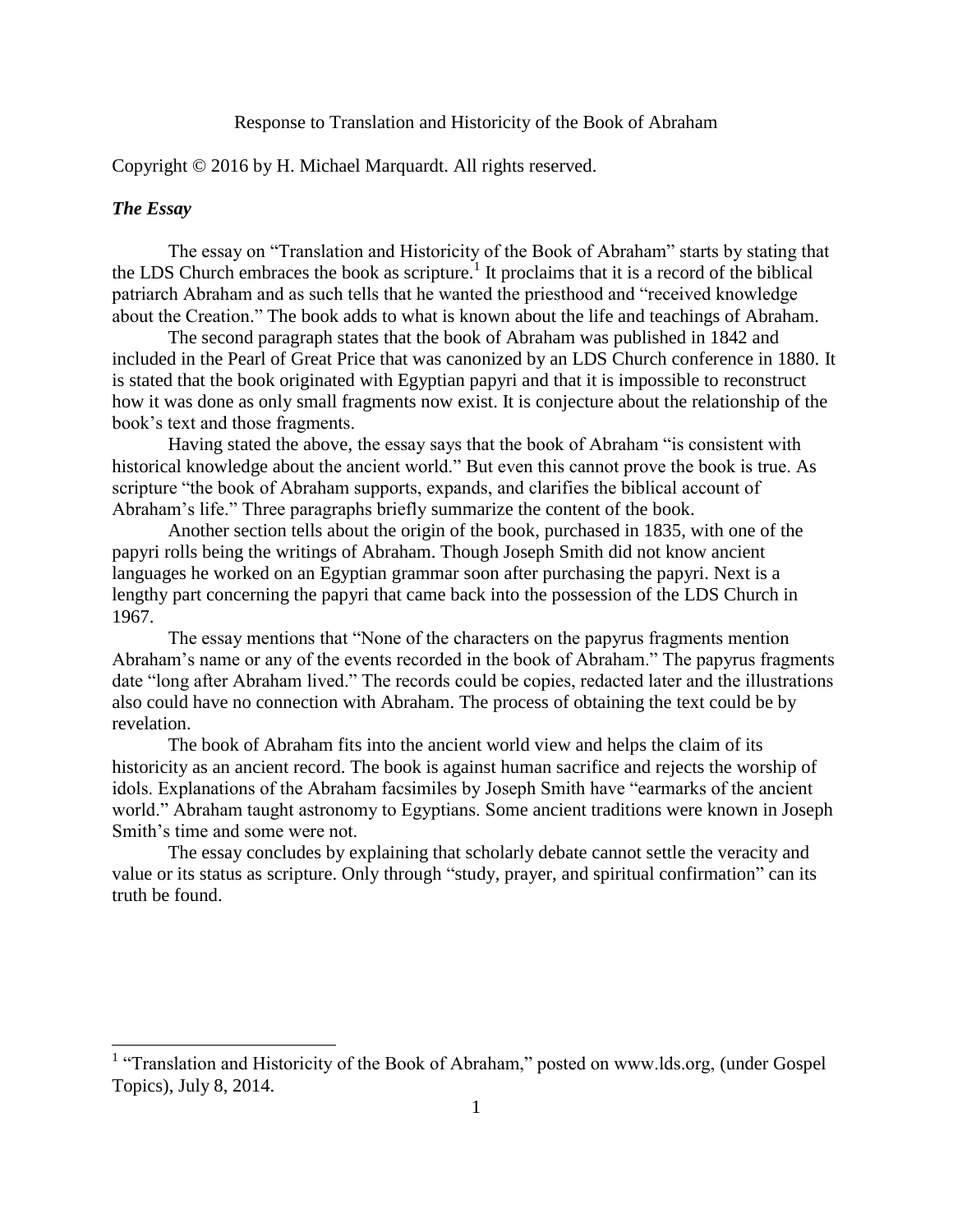Response to Translation and Historicity of the Book of Abraham

Copyright © 2016 by H. Michael Marquardt. All rights reserved.

***The Essay***

The essay on "Translation and Historicity of the Book of Abraham" starts by stating that the LDS Church embraces the book as scripture.[1] It proclaims that it is a record of the biblical patriarch Abraham and as such tells that he wanted the priesthood and "received knowledge about the Creation." The book adds to what is known about the life and teachings of Abraham.

The second paragraph states that the book of Abraham was published in 1842 and included in the Pearl of Great Price that was canonized by an LDS Church conference in 1880. It is stated that the book originated with Egyptian papyri and that it is impossible to reconstruct how it was done as only small fragments now exist. It is conjecture about the relationship of the book's text and those fragments.

Having stated the above, the essay says that the book of Abraham "is consistent with historical knowledge about the ancient world." But even this cannot prove the book is true. As scripture "the book of Abraham supports, expands, and clarifies the biblical account of Abraham's life." Three paragraphs briefly summarize the content of the book.

Another section tells about the origin of the book, purchased in 1835, with one of the papyri rolls being the writings of Abraham. Though Joseph Smith did not know ancient languages he worked on an Egyptian grammar soon after purchasing the papyri. Next is a lengthy part concerning the papyri that came back into the possession of the LDS Church in 1967.

The essay mentions that "None of the characters on the papyrus fragments mention Abraham's name or any of the events recorded in the book of Abraham." The papyrus fragments date "long after Abraham lived." The records could be copies, redacted later and the illustrations also could have no connection with Abraham. The process of obtaining the text could be by revelation.

The book of Abraham fits into the ancient world view and helps the claim of its historicity as an ancient record. The book is against human sacrifice and rejects the worship of idols. Explanations of the Abraham facsimiles by Joseph Smith have "earmarks of the ancient world." Abraham taught astronomy to Egyptians. Some ancient traditions were known in Joseph Smith's time and some were not.

The essay concludes by explaining that scholarly debate cannot settle the veracity and value or its status as scripture. Only through "study, prayer, and spiritual confirmation" can its truth be found.

---

[1] "Translation and Historicity of the Book of Abraham," posted on www.lds.org, (under Gospel Topics), July 8, 2014.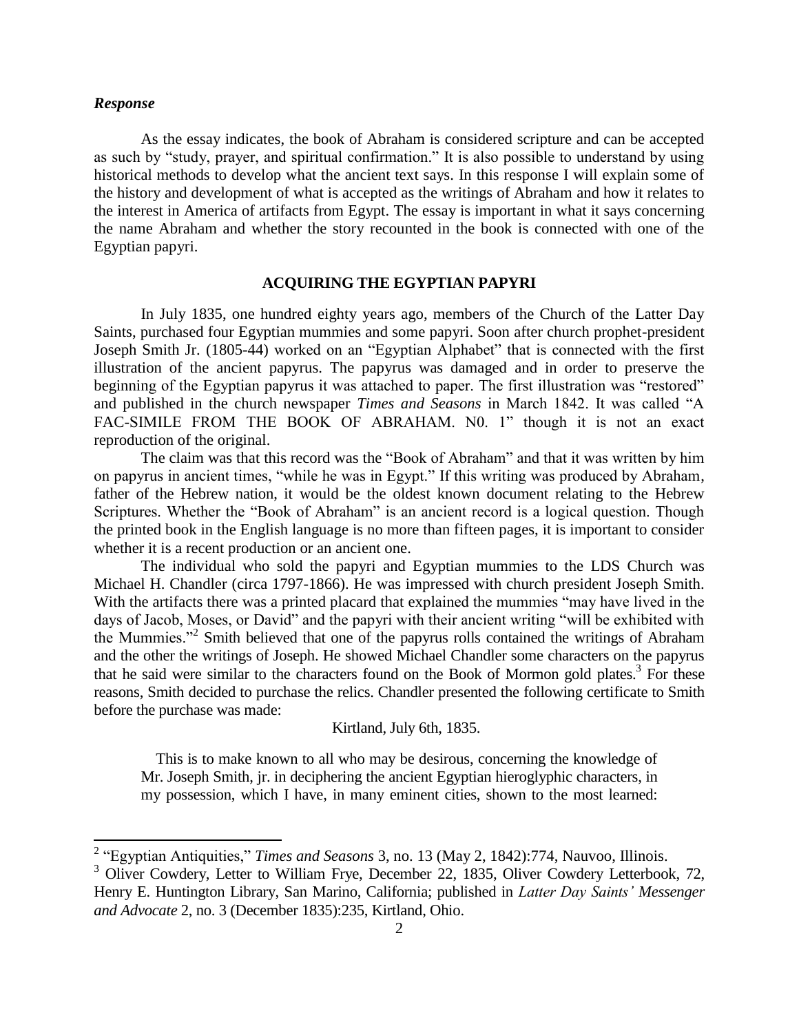### *Response*

As the essay indicates, the book of Abraham is considered scripture and can be accepted as such by "study, prayer, and spiritual confirmation." It is also possible to understand by using historical methods to develop what the ancient text says. In this response I will explain some of the history and development of what is accepted as the writings of Abraham and how it relates to the interest in America of artifacts from Egypt. The essay is important in what it says concerning the name Abraham and whether the story recounted in the book is connected with one of the Egyptian papyri.

## ACQUIRING THE EGYPTIAN PAPYRI

In July 1835, one hundred eighty years ago, members of the Church of the Latter Day Saints, purchased four Egyptian mummies and some papyri. Soon after church prophet-president Joseph Smith Jr. (1805-44) worked on an "Egyptian Alphabet" that is connected with the first illustration of the ancient papyrus. The papyrus was damaged and in order to preserve the beginning of the Egyptian papyrus it was attached to paper. The first illustration was "restored" and published in the church newspaper *Times and Seasons* in March 1842. It was called "A FAC-SIMILE FROM THE BOOK OF ABRAHAM. N0. 1" though it is not an exact reproduction of the original.

The claim was that this record was the "Book of Abraham" and that it was written by him on papyrus in ancient times, "while he was in Egypt." If this writing was produced by Abraham, father of the Hebrew nation, it would be the oldest known document relating to the Hebrew Scriptures. Whether the "Book of Abraham" is an ancient record is a logical question. Though the printed book in the English language is no more than fifteen pages, it is important to consider whether it is a recent production or an ancient one.

The individual who sold the papyri and Egyptian mummies to the LDS Church was Michael H. Chandler (circa 1797-1866). He was impressed with church president Joseph Smith. With the artifacts there was a printed placard that explained the mummies "may have lived in the days of Jacob, Moses, or David" and the papyri with their ancient writing "will be exhibited with the Mummies."[2] Smith believed that one of the papyrus rolls contained the writings of Abraham and the other the writings of Joseph. He showed Michael Chandler some characters on the papyrus that he said were similar to the characters found on the Book of Mormon gold plates.[3] For these reasons, Smith decided to purchase the relics. Chandler presented the following certificate to Smith before the purchase was made:

Kirtland, July 6th, 1835.

> This is to make known to all who may be desirous, concerning the knowledge of Mr. Joseph Smith, jr. in deciphering the ancient Egyptian hieroglyphic characters, in my possession, which I have, in many eminent cities, shown to the most learned:

---

[2] "Egyptian Antiquities," *Times and Seasons* 3, no. 13 (May 2, 1842):774, Nauvoo, Illinois.

[3] Oliver Cowdery, Letter to William Frye, December 22, 1835, Oliver Cowdery Letterbook, 72, Henry E. Huntington Library, San Marino, California; published in *Latter Day Saints' Messenger and Advocate* 2, no. 3 (December 1835):235, Kirtland, Ohio.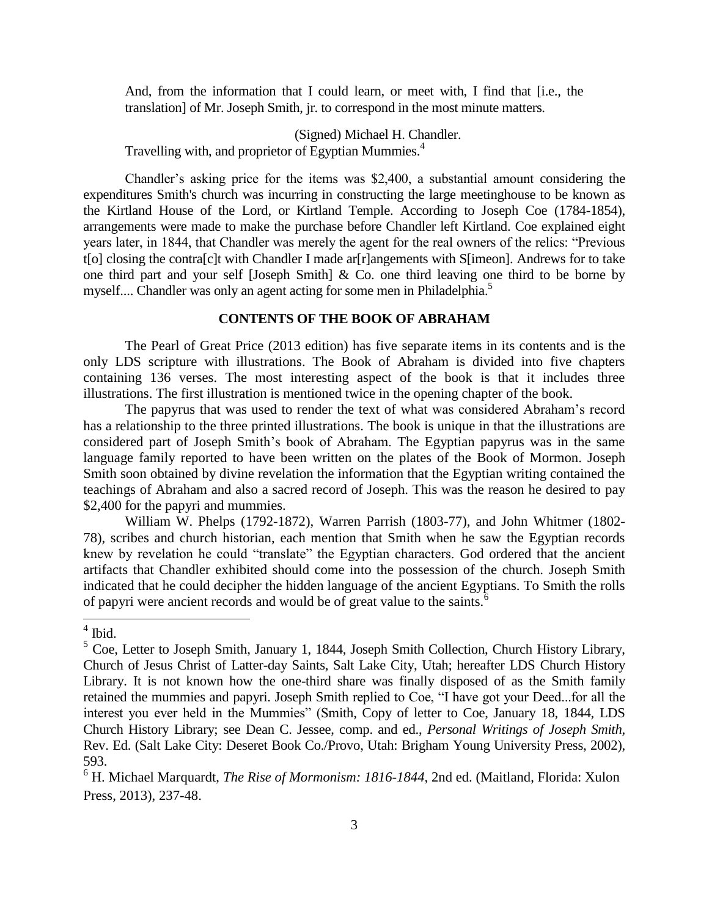> And, from the information that I could learn, or meet with, I find that [i.e., the translation] of Mr. Joseph Smith, jr. to correspond in the most minute matters.
>
> (Signed) Michael H. Chandler.
>
> Travelling with, and proprietor of Egyptian Mummies.[4]

Chandler's asking price for the items was $2,400, a substantial amount considering the expenditures Smith's church was incurring in constructing the large meetinghouse to be known as the Kirtland House of the Lord, or Kirtland Temple. According to Joseph Coe (1784-1854), arrangements were made to make the purchase before Chandler left Kirtland. Coe explained eight years later, in 1844, that Chandler was merely the agent for the real owners of the relics: "Previous t[o] closing the contra[c]t with Chandler I made ar[r]angements with S[imeon]. Andrews for to take one third part and your self [Joseph Smith] & Co. one third leaving one third to be borne by myself.... Chandler was only an agent acting for some men in Philadelphia.[5]

## CONTENTS OF THE BOOK OF ABRAHAM

The Pearl of Great Price (2013 edition) has five separate items in its contents and is the only LDS scripture with illustrations. The Book of Abraham is divided into five chapters containing 136 verses. The most interesting aspect of the book is that it includes three illustrations. The first illustration is mentioned twice in the opening chapter of the book.

The papyrus that was used to render the text of what was considered Abraham's record has a relationship to the three printed illustrations. The book is unique in that the illustrations are considered part of Joseph Smith's book of Abraham. The Egyptian papyrus was in the same language family reported to have been written on the plates of the Book of Mormon. Joseph Smith soon obtained by divine revelation the information that the Egyptian writing contained the teachings of Abraham and also a sacred record of Joseph. This was the reason he desired to pay $2,400 for the papyri and mummies.

William W. Phelps (1792-1872), Warren Parrish (1803-77), and John Whitmer (1802-78), scribes and church historian, each mention that Smith when he saw the Egyptian records knew by revelation he could "translate" the Egyptian characters. God ordered that the ancient artifacts that Chandler exhibited should come into the possession of the church. Joseph Smith indicated that he could decipher the hidden language of the ancient Egyptians. To Smith the rolls of papyri were ancient records and would be of great value to the saints.[6]

---

[4] Ibid.

[5] Coe, Letter to Joseph Smith, January 1, 1844, Joseph Smith Collection, Church History Library, Church of Jesus Christ of Latter-day Saints, Salt Lake City, Utah; hereafter LDS Church History Library. It is not known how the one-third share was finally disposed of as the Smith family retained the mummies and papyri. Joseph Smith replied to Coe, "I have got your Deed...for all the interest you ever held in the Mummies" (Smith, Copy of letter to Coe, January 18, 1844, LDS Church History Library; see Dean C. Jessee, comp. and ed., *Personal Writings of Joseph Smith*, Rev. Ed. (Salt Lake City: Deseret Book Co./Provo, Utah: Brigham Young University Press, 2002), 593.

[6] H. Michael Marquardt, *The Rise of Mormonism: 1816-1844*, 2nd ed. (Maitland, Florida: Xulon Press, 2013), 237-48.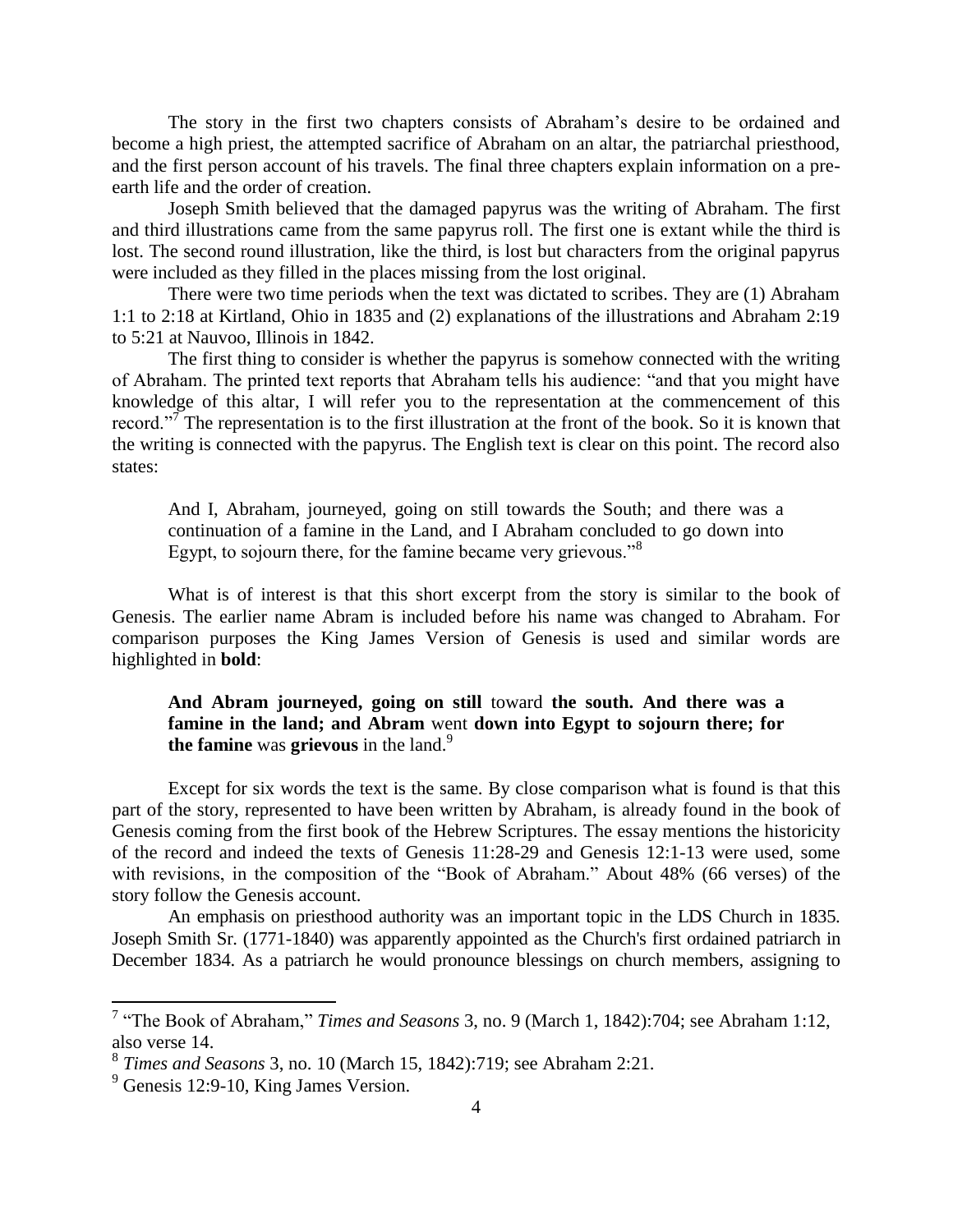The story in the first two chapters consists of Abraham's desire to be ordained and become a high priest, the attempted sacrifice of Abraham on an altar, the patriarchal priesthood, and the first person account of his travels. The final three chapters explain information on a pre-earth life and the order of creation.

Joseph Smith believed that the damaged papyrus was the writing of Abraham. The first and third illustrations came from the same papyrus roll. The first one is extant while the third is lost. The second round illustration, like the third, is lost but characters from the original papyrus were included as they filled in the places missing from the lost original.

There were two time periods when the text was dictated to scribes. They are (1) Abraham 1:1 to 2:18 at Kirtland, Ohio in 1835 and (2) explanations of the illustrations and Abraham 2:19 to 5:21 at Nauvoo, Illinois in 1842.

The first thing to consider is whether the papyrus is somehow connected with the writing of Abraham. The printed text reports that Abraham tells his audience: "and that you might have knowledge of this altar, I will refer you to the representation at the commencement of this record."[7] The representation is to the first illustration at the front of the book. So it is known that the writing is connected with the papyrus. The English text is clear on this point. The record also states:

> And I, Abraham, journeyed, going on still towards the South; and there was a continuation of a famine in the Land, and I Abraham concluded to go down into Egypt, to sojourn there, for the famine became very grievous."[8]

What is of interest is that this short excerpt from the story is similar to the book of Genesis. The earlier name Abram is included before his name was changed to Abraham. For comparison purposes the King James Version of Genesis is used and similar words are highlighted in **bold**:

> **And Abram journeyed, going on still** toward **the south. And there was a famine in the land; and Abram** went **down into Egypt to sojourn there; for the famine** was **grievous** in the land.[9]

Except for six words the text is the same. By close comparison what is found is that this part of the story, represented to have been written by Abraham, is already found in the book of Genesis coming from the first book of the Hebrew Scriptures. The essay mentions the historicity of the record and indeed the texts of Genesis 11:28-29 and Genesis 12:1-13 were used, some with revisions, in the composition of the "Book of Abraham." About 48% (66 verses) of the story follow the Genesis account.

An emphasis on priesthood authority was an important topic in the LDS Church in 1835. Joseph Smith Sr. (1771-1840) was apparently appointed as the Church's first ordained patriarch in December 1834. As a patriarch he would pronounce blessings on church members, assigning to

---

[7] "The Book of Abraham," *Times and Seasons* 3, no. 9 (March 1, 1842):704; see Abraham 1:12, also verse 14.

[8] *Times and Seasons* 3, no. 10 (March 15, 1842):719; see Abraham 2:21.

[9] Genesis 12:9-10, King James Version.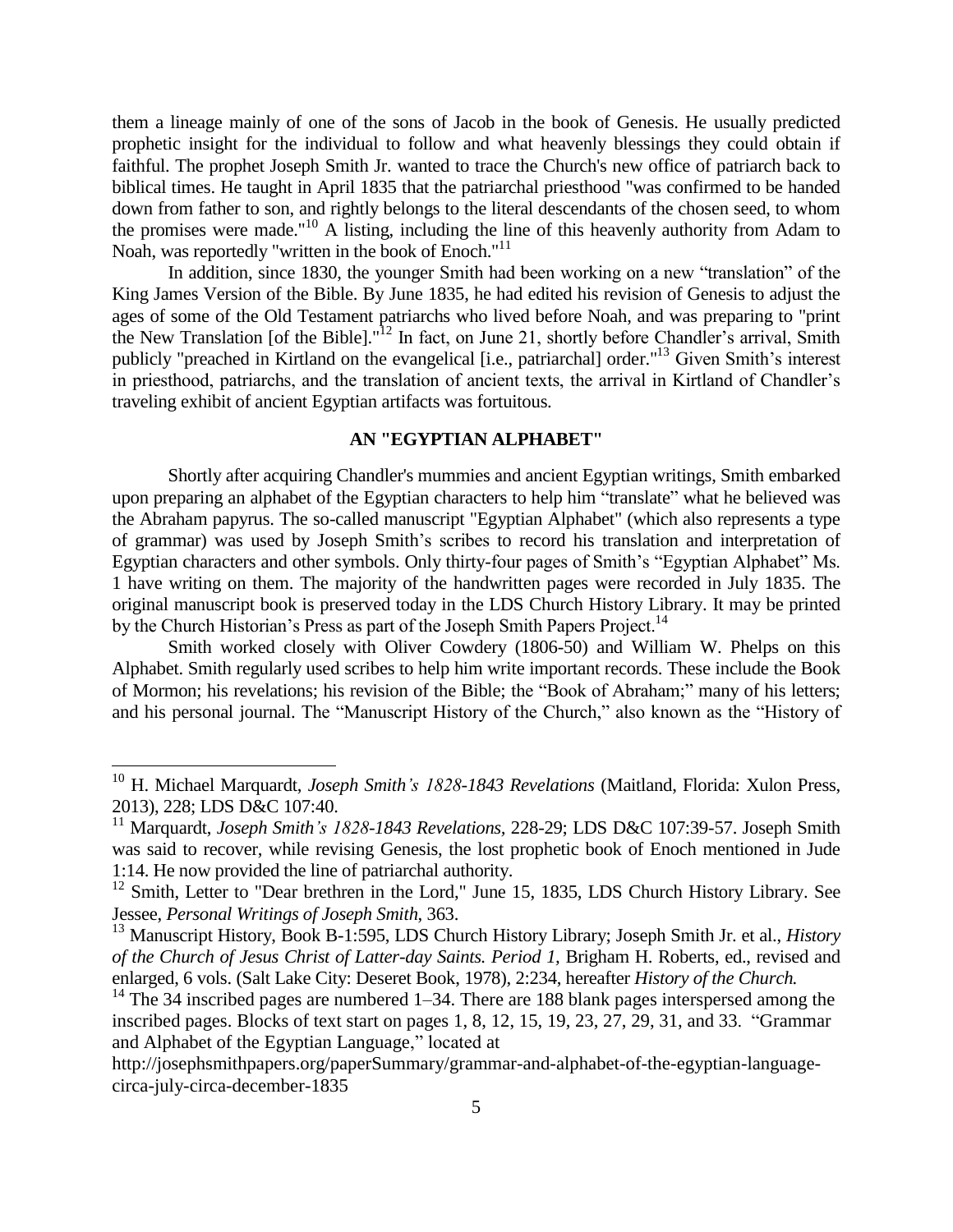them a lineage mainly of one of the sons of Jacob in the book of Genesis. He usually predicted prophetic insight for the individual to follow and what heavenly blessings they could obtain if faithful. The prophet Joseph Smith Jr. wanted to trace the Church's new office of patriarch back to biblical times. He taught in April 1835 that the patriarchal priesthood "was confirmed to be handed down from father to son, and rightly belongs to the literal descendants of the chosen seed, to whom the promises were made."[10] A listing, including the line of this heavenly authority from Adam to Noah, was reportedly "written in the book of Enoch."[11]

In addition, since 1830, the younger Smith had been working on a new "translation" of the King James Version of the Bible. By June 1835, he had edited his revision of Genesis to adjust the ages of some of the Old Testament patriarchs who lived before Noah, and was preparing to "print the New Translation [of the Bible]."[12] In fact, on June 21, shortly before Chandler's arrival, Smith publicly "preached in Kirtland on the evangelical [i.e., patriarchal] order."[13] Given Smith's interest in priesthood, patriarchs, and the translation of ancient texts, the arrival in Kirtland of Chandler's traveling exhibit of ancient Egyptian artifacts was fortuitous.

## AN "EGYPTIAN ALPHABET"

Shortly after acquiring Chandler's mummies and ancient Egyptian writings, Smith embarked upon preparing an alphabet of the Egyptian characters to help him "translate" what he believed was the Abraham papyrus. The so-called manuscript "Egyptian Alphabet" (which also represents a type of grammar) was used by Joseph Smith's scribes to record his translation and interpretation of Egyptian characters and other symbols. Only thirty-four pages of Smith's "Egyptian Alphabet" Ms. 1 have writing on them. The majority of the handwritten pages were recorded in July 1835. The original manuscript book is preserved today in the LDS Church History Library. It may be printed by the Church Historian's Press as part of the Joseph Smith Papers Project.[14]

Smith worked closely with Oliver Cowdery (1806-50) and William W. Phelps on this Alphabet. Smith regularly used scribes to help him write important records. These include the Book of Mormon; his revelations; his revision of the Bible; the "Book of Abraham;" many of his letters; and his personal journal. The "Manuscript History of the Church," also known as the "History of

---

[10] H. Michael Marquardt, *Joseph Smith's 1828-1843 Revelations* (Maitland, Florida: Xulon Press, 2013), 228; LDS D&C 107:40.

[11] Marquardt, *Joseph Smith's 1828-1843 Revelations*, 228-29; LDS D&C 107:39-57. Joseph Smith was said to recover, while revising Genesis, the lost prophetic book of Enoch mentioned in Jude 1:14. He now provided the line of patriarchal authority.

[12] Smith, Letter to "Dear brethren in the Lord," June 15, 1835, LDS Church History Library. See Jessee, *Personal Writings of Joseph Smith*, 363.

[13] Manuscript History, Book B-1:595, LDS Church History Library; Joseph Smith Jr. et al., *History of the Church of Jesus Christ of Latter-day Saints. Period 1,* Brigham H. Roberts, ed., revised and enlarged, 6 vols. (Salt Lake City: Deseret Book, 1978), 2:234, hereafter *History of the Church.*

[14] The 34 inscribed pages are numbered 1–34. There are 188 blank pages interspersed among the inscribed pages. Blocks of text start on pages 1, 8, 12, 15, 19, 23, 27, 29, 31, and 33. "Grammar and Alphabet of the Egyptian Language," located at http://josephsmithpapers.org/paperSummary/grammar-and-alphabet-of-the-egyptian-language-circa-july-circa-december-1835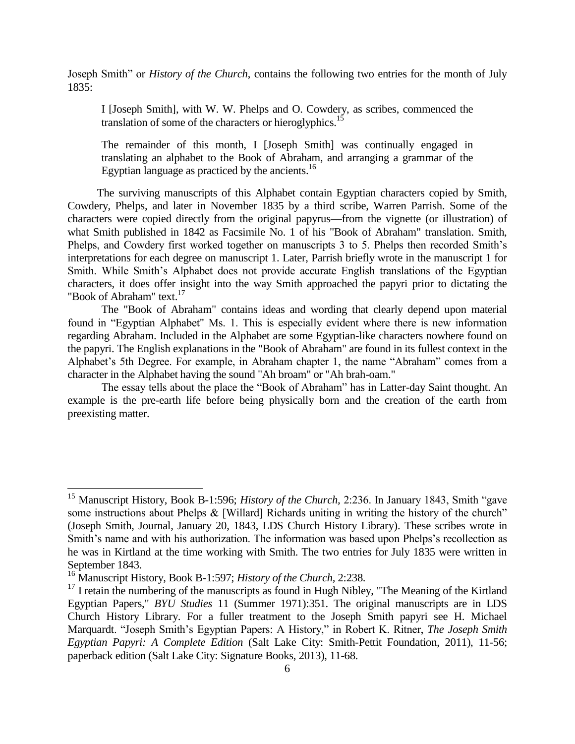Joseph Smith" or *History of the Church*, contains the following two entries for the month of July 1835:

> I [Joseph Smith], with W. W. Phelps and O. Cowdery, as scribes, commenced the translation of some of the characters or hieroglyphics.[15]

> The remainder of this month, I [Joseph Smith] was continually engaged in translating an alphabet to the Book of Abraham, and arranging a grammar of the Egyptian language as practiced by the ancients.[16]

The surviving manuscripts of this Alphabet contain Egyptian characters copied by Smith, Cowdery, Phelps, and later in November 1835 by a third scribe, Warren Parrish. Some of the characters were copied directly from the original papyrus—from the vignette (or illustration) of what Smith published in 1842 as Facsimile No. 1 of his "Book of Abraham" translation. Smith, Phelps, and Cowdery first worked together on manuscripts 3 to 5. Phelps then recorded Smith's interpretations for each degree on manuscript 1. Later, Parrish briefly wrote in the manuscript 1 for Smith. While Smith's Alphabet does not provide accurate English translations of the Egyptian characters, it does offer insight into the way Smith approached the papyri prior to dictating the "Book of Abraham" text.[17]

The "Book of Abraham" contains ideas and wording that clearly depend upon material found in "Egyptian Alphabet" Ms. 1. This is especially evident where there is new information regarding Abraham. Included in the Alphabet are some Egyptian-like characters nowhere found on the papyri. The English explanations in the "Book of Abraham" are found in its fullest context in the Alphabet's 5th Degree. For example, in Abraham chapter 1, the name "Abraham" comes from a character in the Alphabet having the sound "Ah broam" or "Ah brah-oam."

The essay tells about the place the "Book of Abraham" has in Latter-day Saint thought. An example is the pre-earth life before being physically born and the creation of the earth from preexisting matter.

---

[15] Manuscript History, Book B-1:596; *History of the Church,* 2:236. In January 1843, Smith "gave some instructions about Phelps & [Willard] Richards uniting in writing the history of the church" (Joseph Smith, Journal, January 20, 1843, LDS Church History Library). These scribes wrote in Smith's name and with his authorization. The information was based upon Phelps's recollection as he was in Kirtland at the time working with Smith. The two entries for July 1835 were written in September 1843.

[16] Manuscript History, Book B-1:597; *History of the Church,* 2:238.

[17] I retain the numbering of the manuscripts as found in Hugh Nibley, "The Meaning of the Kirtland Egyptian Papers," *BYU Studies* 11 (Summer 1971):351. The original manuscripts are in LDS Church History Library. For a fuller treatment to the Joseph Smith papyri see H. Michael Marquardt. "Joseph Smith's Egyptian Papers: A History," in Robert K. Ritner, *The Joseph Smith Egyptian Papyri: A Complete Edition* (Salt Lake City: Smith-Pettit Foundation, 2011), 11-56; paperback edition (Salt Lake City: Signature Books, 2013), 11-68.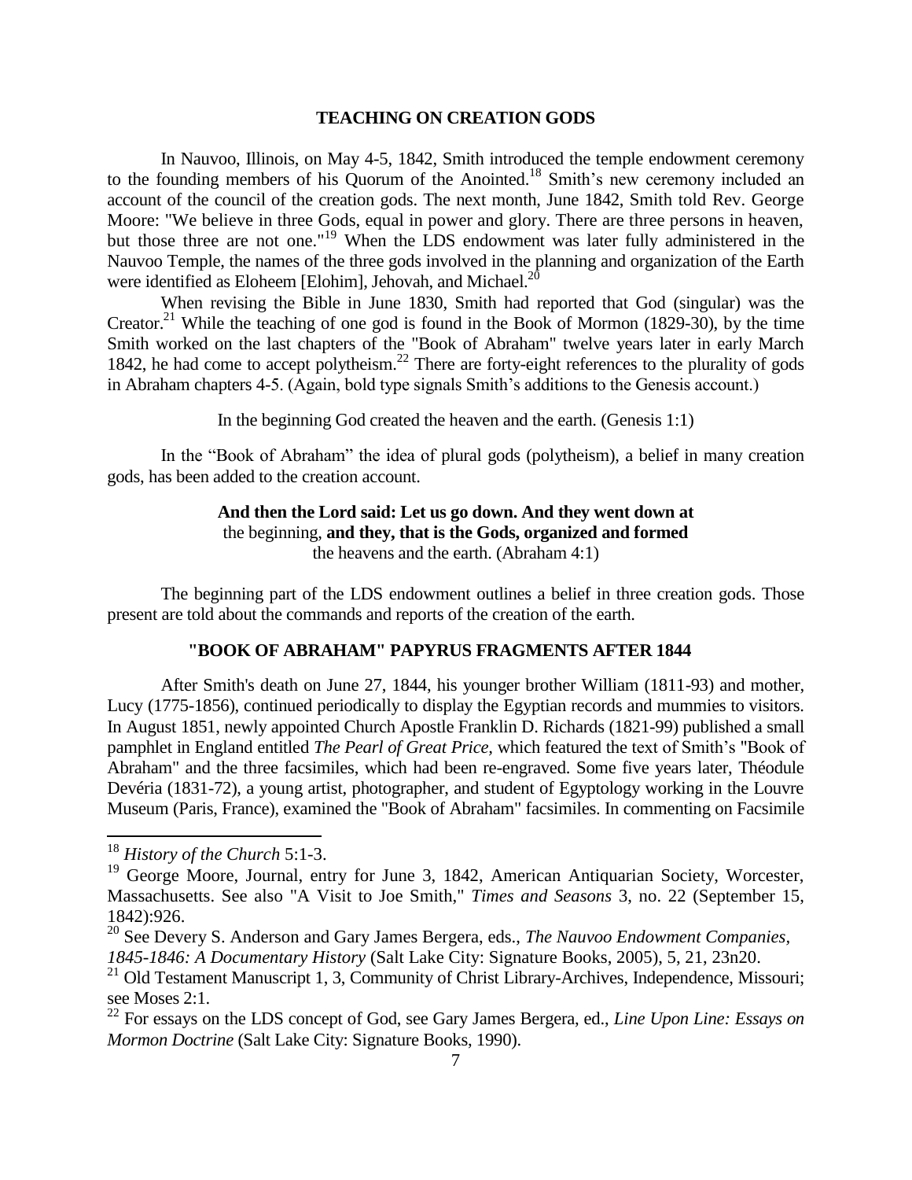## TEACHING ON CREATION GODS

In Nauvoo, Illinois, on May 4-5, 1842, Smith introduced the temple endowment ceremony to the founding members of his Quorum of the Anointed.[18] Smith's new ceremony included an account of the council of the creation gods. The next month, June 1842, Smith told Rev. George Moore: "We believe in three Gods, equal in power and glory. There are three persons in heaven, but those three are not one."[19] When the LDS endowment was later fully administered in the Nauvoo Temple, the names of the three gods involved in the planning and organization of the Earth were identified as Eloheem [Elohim], Jehovah, and Michael.[20]

When revising the Bible in June 1830, Smith had reported that God (singular) was the Creator.[21] While the teaching of one god is found in the Book of Mormon (1829-30), by the time Smith worked on the last chapters of the "Book of Abraham" twelve years later in early March 1842, he had come to accept polytheism.[22] There are forty-eight references to the plurality of gods in Abraham chapters 4-5. (Again, bold type signals Smith's additions to the Genesis account.)

In the beginning God created the heaven and the earth. (Genesis 1:1)

In the "Book of Abraham" the idea of plural gods (polytheism), a belief in many creation gods, has been added to the creation account.

**And then the Lord said: Let us go down. And they went down at** the beginning, **and they, that is the Gods, organized and formed** the heavens and the earth. (Abraham 4:1)

The beginning part of the LDS endowment outlines a belief in three creation gods. Those present are told about the commands and reports of the creation of the earth.

## "BOOK OF ABRAHAM" PAPYRUS FRAGMENTS AFTER 1844

After Smith's death on June 27, 1844, his younger brother William (1811-93) and mother, Lucy (1775-1856), continued periodically to display the Egyptian records and mummies to visitors. In August 1851, newly appointed Church Apostle Franklin D. Richards (1821-99) published a small pamphlet in England entitled *The Pearl of Great Price,* which featured the text of Smith's "Book of Abraham" and the three facsimiles, which had been re-engraved. Some five years later, Théodule Devéria (1831-72), a young artist, photographer, and student of Egyptology working in the Louvre Museum (Paris, France), examined the "Book of Abraham" facsimiles. In commenting on Facsimile

---

[18] *History of the Church* 5:1-3.

[19] George Moore, Journal, entry for June 3, 1842, American Antiquarian Society, Worcester, Massachusetts. See also "A Visit to Joe Smith," *Times and Seasons* 3, no. 22 (September 15, 1842):926.

[20] See Devery S. Anderson and Gary James Bergera, eds., *The Nauvoo Endowment Companies, 1845-1846: A Documentary History* (Salt Lake City: Signature Books, 2005), 5, 21, 23n20.

[21] Old Testament Manuscript 1, 3, Community of Christ Library-Archives, Independence, Missouri; see Moses 2:1.

[22] For essays on the LDS concept of God, see Gary James Bergera, ed., *Line Upon Line: Essays on Mormon Doctrine* (Salt Lake City: Signature Books, 1990).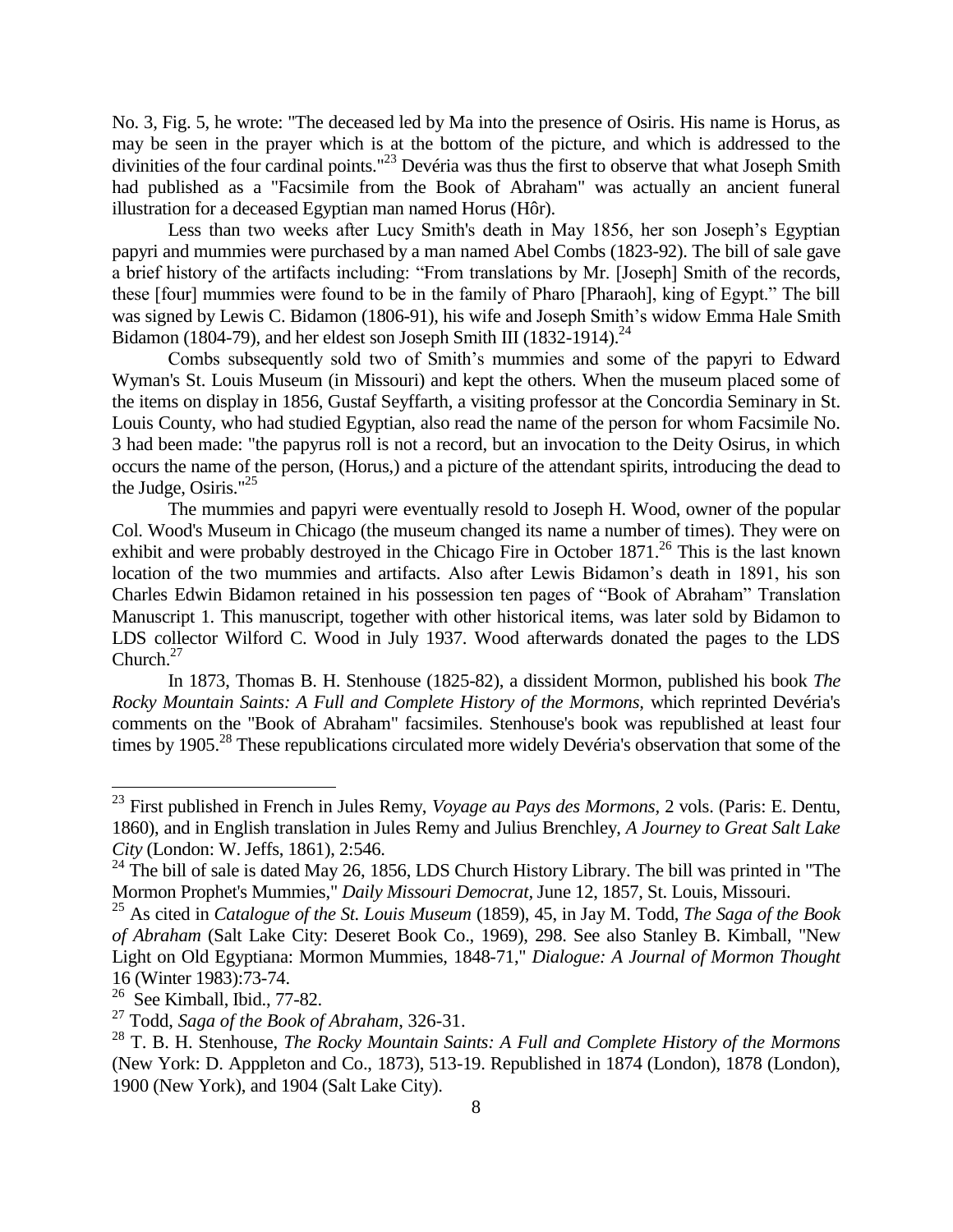No. 3, Fig. 5, he wrote: "The deceased led by Ma into the presence of Osiris. His name is Horus, as may be seen in the prayer which is at the bottom of the picture, and which is addressed to the divinities of the four cardinal points."[23] Devéria was thus the first to observe that what Joseph Smith had published as a "Facsimile from the Book of Abraham" was actually an ancient funeral illustration for a deceased Egyptian man named Horus (Hôr).

Less than two weeks after Lucy Smith's death in May 1856, her son Joseph's Egyptian papyri and mummies were purchased by a man named Abel Combs (1823-92). The bill of sale gave a brief history of the artifacts including: "From translations by Mr. [Joseph] Smith of the records, these [four] mummies were found to be in the family of Pharo [Pharaoh], king of Egypt." The bill was signed by Lewis C. Bidamon (1806-91), his wife and Joseph Smith's widow Emma Hale Smith Bidamon (1804-79), and her eldest son Joseph Smith III (1832-1914).[24]

Combs subsequently sold two of Smith's mummies and some of the papyri to Edward Wyman's St. Louis Museum (in Missouri) and kept the others. When the museum placed some of the items on display in 1856, Gustaf Seyffarth, a visiting professor at the Concordia Seminary in St. Louis County, who had studied Egyptian, also read the name of the person for whom Facsimile No. 3 had been made: "the papyrus roll is not a record, but an invocation to the Deity Osirus, in which occurs the name of the person, (Horus,) and a picture of the attendant spirits, introducing the dead to the Judge, Osiris."[25]

The mummies and papyri were eventually resold to Joseph H. Wood, owner of the popular Col. Wood's Museum in Chicago (the museum changed its name a number of times). They were on exhibit and were probably destroyed in the Chicago Fire in October 1871.[26] This is the last known location of the two mummies and artifacts. Also after Lewis Bidamon's death in 1891, his son Charles Edwin Bidamon retained in his possession ten pages of "Book of Abraham" Translation Manuscript 1. This manuscript, together with other historical items, was later sold by Bidamon to LDS collector Wilford C. Wood in July 1937. Wood afterwards donated the pages to the LDS Church.[27]

In 1873, Thomas B. H. Stenhouse (1825-82), a dissident Mormon, published his book *The Rocky Mountain Saints: A Full and Complete History of the Mormons,* which reprinted Devéria's comments on the "Book of Abraham" facsimiles. Stenhouse's book was republished at least four times by 1905.[28] These republications circulated more widely Devéria's observation that some of the

---

[23] First published in French in Jules Remy, *Voyage au Pays des Mormons*, 2 vols. (Paris: E. Dentu, 1860), and in English translation in Jules Remy and Julius Brenchley, *A Journey to Great Salt Lake City* (London: W. Jeffs, 1861), 2:546.

[24] The bill of sale is dated May 26, 1856, LDS Church History Library. The bill was printed in "The Mormon Prophet's Mummies," *Daily Missouri Democrat*, June 12, 1857, St. Louis, Missouri.

[25] As cited in *Catalogue of the St. Louis Museum* (1859), 45, in Jay M. Todd, *The Saga of the Book of Abraham* (Salt Lake City: Deseret Book Co., 1969), 298. See also Stanley B. Kimball, "New Light on Old Egyptiana: Mormon Mummies, 1848-71," *Dialogue: A Journal of Mormon Thought* 16 (Winter 1983):73-74.

[26] See Kimball, Ibid., 77-82.

[27] Todd, *Saga of the Book of Abraham*, 326-31.

[28] T. B. H. Stenhouse, *The Rocky Mountain Saints: A Full and Complete History of the Mormons* (New York: D. Apppleton and Co., 1873), 513-19. Republished in 1874 (London), 1878 (London), 1900 (New York), and 1904 (Salt Lake City).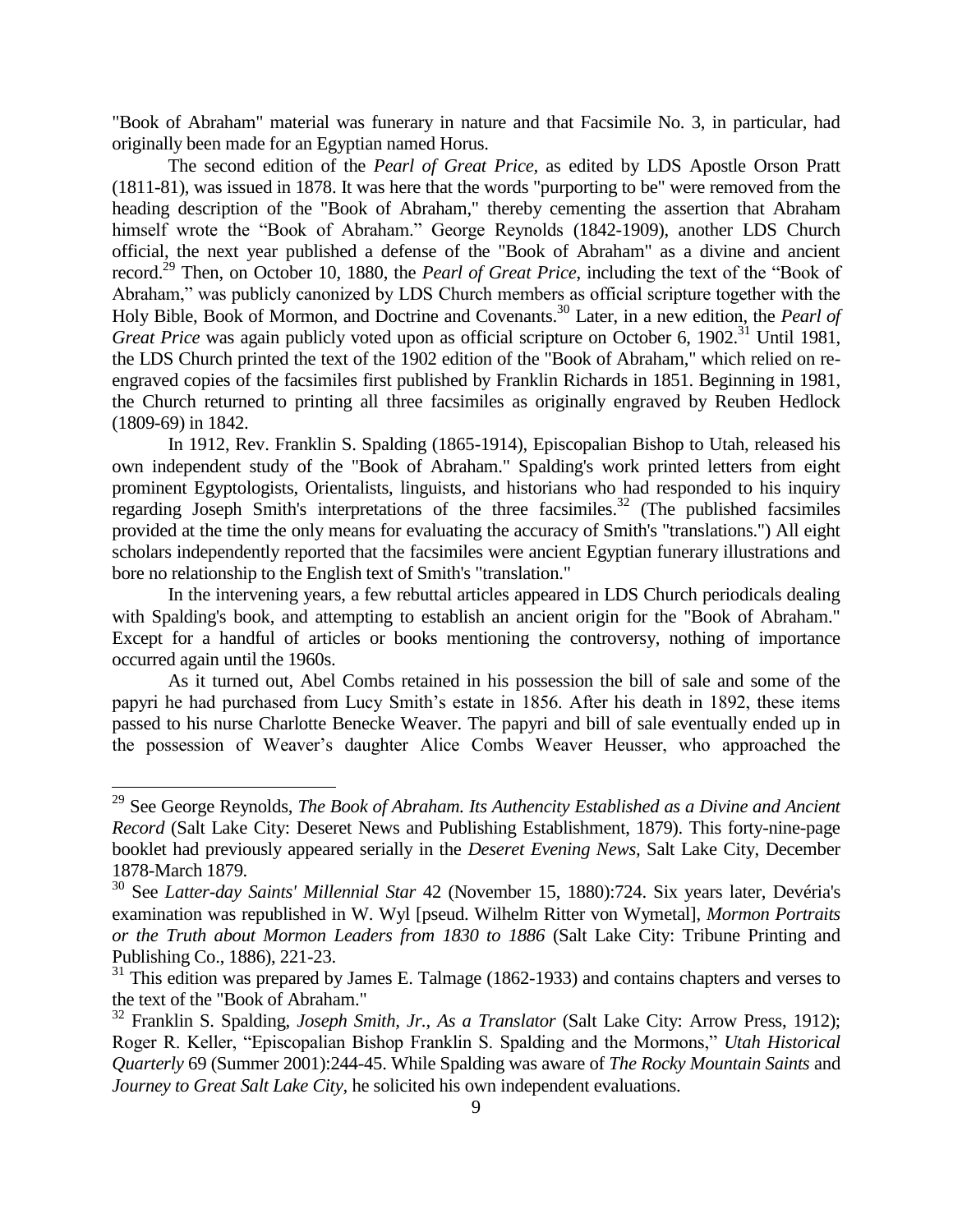"Book of Abraham" material was funerary in nature and that Facsimile No. 3, in particular, had originally been made for an Egyptian named Horus.

The second edition of the *Pearl of Great Price*, as edited by LDS Apostle Orson Pratt (1811-81), was issued in 1878. It was here that the words "purporting to be" were removed from the heading description of the "Book of Abraham," thereby cementing the assertion that Abraham himself wrote the "Book of Abraham." George Reynolds (1842-1909), another LDS Church official, the next year published a defense of the "Book of Abraham" as a divine and ancient record.[29] Then, on October 10, 1880, the *Pearl of Great Price*, including the text of the "Book of Abraham," was publicly canonized by LDS Church members as official scripture together with the Holy Bible, Book of Mormon, and Doctrine and Covenants.[30] Later, in a new edition, the *Pearl of Great Price* was again publicly voted upon as official scripture on October 6, 1902.[31] Until 1981, the LDS Church printed the text of the 1902 edition of the "Book of Abraham," which relied on re-engraved copies of the facsimiles first published by Franklin Richards in 1851. Beginning in 1981, the Church returned to printing all three facsimiles as originally engraved by Reuben Hedlock (1809-69) in 1842.

In 1912, Rev. Franklin S. Spalding (1865-1914), Episcopalian Bishop to Utah, released his own independent study of the "Book of Abraham." Spalding's work printed letters from eight prominent Egyptologists, Orientalists, linguists, and historians who had responded to his inquiry regarding Joseph Smith's interpretations of the three facsimiles.[32] (The published facsimiles provided at the time the only means for evaluating the accuracy of Smith's "translations.") All eight scholars independently reported that the facsimiles were ancient Egyptian funerary illustrations and bore no relationship to the English text of Smith's "translation."

In the intervening years, a few rebuttal articles appeared in LDS Church periodicals dealing with Spalding's book, and attempting to establish an ancient origin for the "Book of Abraham." Except for a handful of articles or books mentioning the controversy, nothing of importance occurred again until the 1960s.

As it turned out, Abel Combs retained in his possession the bill of sale and some of the papyri he had purchased from Lucy Smith's estate in 1856. After his death in 1892, these items passed to his nurse Charlotte Benecke Weaver. The papyri and bill of sale eventually ended up in the possession of Weaver's daughter Alice Combs Weaver Heusser, who approached the

---

[29] See George Reynolds, *The Book of Abraham. Its Authencity Established as a Divine and Ancient Record* (Salt Lake City: Deseret News and Publishing Establishment, 1879). This forty-nine-page booklet had previously appeared serially in the *Deseret Evening News,* Salt Lake City, December 1878-March 1879.

[30] See *Latter-day Saints' Millennial Star* 42 (November 15, 1880):724. Six years later, Devéria's examination was republished in W. Wyl [pseud. Wilhelm Ritter von Wymetal], *Mormon Portraits or the Truth about Mormon Leaders from 1830 to 1886* (Salt Lake City: Tribune Printing and Publishing Co., 1886), 221-23.

[31] This edition was prepared by James E. Talmage (1862-1933) and contains chapters and verses to the text of the "Book of Abraham."

[32] Franklin S. Spalding, *Joseph Smith, Jr., As a Translator* (Salt Lake City: Arrow Press, 1912); Roger R. Keller, "Episcopalian Bishop Franklin S. Spalding and the Mormons," *Utah Historical Quarterly* 69 (Summer 2001):244-45. While Spalding was aware of *The Rocky Mountain Saints* and *Journey to Great Salt Lake City,* he solicited his own independent evaluations.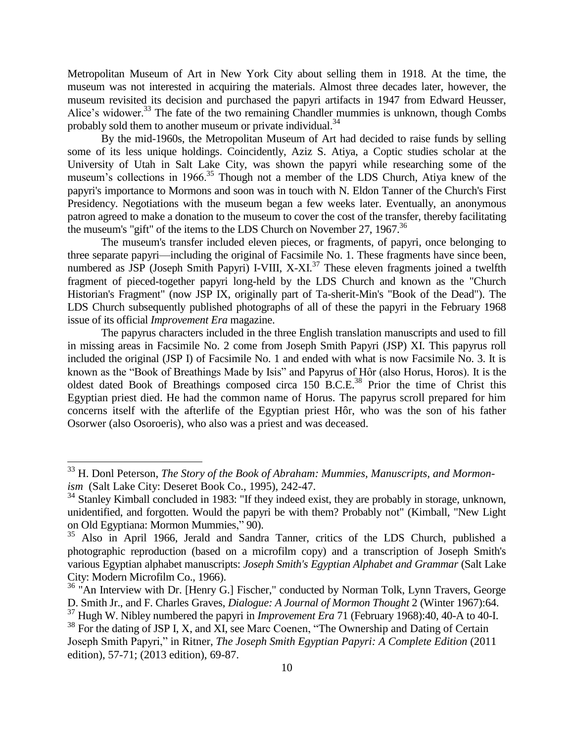Metropolitan Museum of Art in New York City about selling them in 1918. At the time, the museum was not interested in acquiring the materials. Almost three decades later, however, the museum revisited its decision and purchased the papyri artifacts in 1947 from Edward Heusser, Alice's widower.[33] The fate of the two remaining Chandler mummies is unknown, though Combs probably sold them to another museum or private individual.[34]

By the mid-1960s, the Metropolitan Museum of Art had decided to raise funds by selling some of its less unique holdings. Coincidently, Aziz S. Atiya, a Coptic studies scholar at the University of Utah in Salt Lake City, was shown the papyri while researching some of the museum's collections in 1966.[35] Though not a member of the LDS Church, Atiya knew of the papyri's importance to Mormons and soon was in touch with N. Eldon Tanner of the Church's First Presidency. Negotiations with the museum began a few weeks later. Eventually, an anonymous patron agreed to make a donation to the museum to cover the cost of the transfer, thereby facilitating the museum's "gift" of the items to the LDS Church on November 27, 1967.[36]

The museum's transfer included eleven pieces, or fragments, of papyri, once belonging to three separate papyri—including the original of Facsimile No. 1. These fragments have since been, numbered as JSP (Joseph Smith Papyri) I-VIII, X-XI.[37] These eleven fragments joined a twelfth fragment of pieced-together papyri long-held by the LDS Church and known as the "Church Historian's Fragment" (now JSP IX, originally part of Ta-sherit-Min's "Book of the Dead"). The LDS Church subsequently published photographs of all of these the papyri in the February 1968 issue of its official *Improvement Era* magazine.

The papyrus characters included in the three English translation manuscripts and used to fill in missing areas in Facsimile No. 2 come from Joseph Smith Papyri (JSP) XI. This papyrus roll included the original (JSP I) of Facsimile No. 1 and ended with what is now Facsimile No. 3. It is known as the "Book of Breathings Made by Isis" and Papyrus of Hôr (also Horus, Horos). It is the oldest dated Book of Breathings composed circa 150 B.C.E.[38] Prior the time of Christ this Egyptian priest died. He had the common name of Horus. The papyrus scroll prepared for him concerns itself with the afterlife of the Egyptian priest Hôr, who was the son of his father Osorwer (also Osoroeris), who also was a priest and was deceased.

---

[33] H. Donl Peterson, *The Story of the Book of Abraham: Mummies, Manuscripts, and Mormonism* (Salt Lake City: Deseret Book Co., 1995), 242-47.

[34] Stanley Kimball concluded in 1983: "If they indeed exist, they are probably in storage, unknown, unidentified, and forgotten. Would the papyri be with them? Probably not" (Kimball, "New Light on Old Egyptiana: Mormon Mummies," 90).

[35] Also in April 1966, Jerald and Sandra Tanner, critics of the LDS Church, published a photographic reproduction (based on a microfilm copy) and a transcription of Joseph Smith's various Egyptian alphabet manuscripts: *Joseph Smith's Egyptian Alphabet and Grammar* (Salt Lake City: Modern Microfilm Co., 1966).

[36] "An Interview with Dr. [Henry G.] Fischer," conducted by Norman Tolk, Lynn Travers, George D. Smith Jr., and F. Charles Graves, *Dialogue: A Journal of Mormon Thought* 2 (Winter 1967):64.

[37] Hugh W. Nibley numbered the papyri in *Improvement Era* 71 (February 1968):40, 40-A to 40-I.

[38] For the dating of JSP I, X, and XI, see Marc Coenen, "The Ownership and Dating of Certain Joseph Smith Papyri," in Ritner, *The Joseph Smith Egyptian Papyri: A Complete Edition* (2011 edition), 57-71; (2013 edition), 69-87.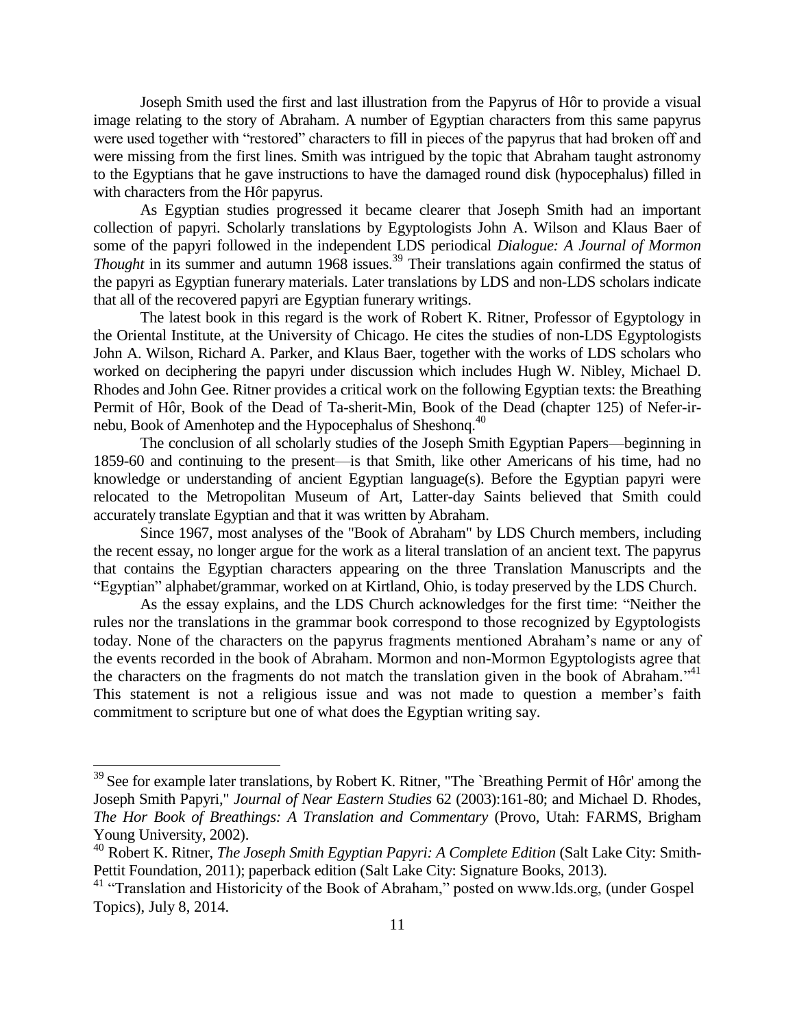Joseph Smith used the first and last illustration from the Papyrus of Hôr to provide a visual image relating to the story of Abraham. A number of Egyptian characters from this same papyrus were used together with "restored" characters to fill in pieces of the papyrus that had broken off and were missing from the first lines. Smith was intrigued by the topic that Abraham taught astronomy to the Egyptians that he gave instructions to have the damaged round disk (hypocephalus) filled in with characters from the Hôr papyrus.

As Egyptian studies progressed it became clearer that Joseph Smith had an important collection of papyri. Scholarly translations by Egyptologists John A. Wilson and Klaus Baer of some of the papyri followed in the independent LDS periodical *Dialogue: A Journal of Mormon Thought* in its summer and autumn 1968 issues.[39] Their translations again confirmed the status of the papyri as Egyptian funerary materials. Later translations by LDS and non-LDS scholars indicate that all of the recovered papyri are Egyptian funerary writings.

The latest book in this regard is the work of Robert K. Ritner, Professor of Egyptology in the Oriental Institute, at the University of Chicago. He cites the studies of non-LDS Egyptologists John A. Wilson, Richard A. Parker, and Klaus Baer, together with the works of LDS scholars who worked on deciphering the papyri under discussion which includes Hugh W. Nibley, Michael D. Rhodes and John Gee. Ritner provides a critical work on the following Egyptian texts: the Breathing Permit of Hôr, Book of the Dead of Ta-sherit-Min, Book of the Dead (chapter 125) of Nefer-ir-nebu, Book of Amenhotep and the Hypocephalus of Sheshonq.[40]

The conclusion of all scholarly studies of the Joseph Smith Egyptian Papers—beginning in 1859-60 and continuing to the present—is that Smith, like other Americans of his time, had no knowledge or understanding of ancient Egyptian language(s). Before the Egyptian papyri were relocated to the Metropolitan Museum of Art, Latter-day Saints believed that Smith could accurately translate Egyptian and that it was written by Abraham.

Since 1967, most analyses of the "Book of Abraham" by LDS Church members, including the recent essay, no longer argue for the work as a literal translation of an ancient text. The papyrus that contains the Egyptian characters appearing on the three Translation Manuscripts and the "Egyptian" alphabet/grammar, worked on at Kirtland, Ohio, is today preserved by the LDS Church.

As the essay explains, and the LDS Church acknowledges for the first time: "Neither the rules nor the translations in the grammar book correspond to those recognized by Egyptologists today. None of the characters on the papyrus fragments mentioned Abraham's name or any of the events recorded in the book of Abraham. Mormon and non-Mormon Egyptologists agree that the characters on the fragments do not match the translation given in the book of Abraham."[41] This statement is not a religious issue and was not made to question a member's faith commitment to scripture but one of what does the Egyptian writing say.

---

[39] See for example later translations, by Robert K. Ritner, "The `Breathing Permit of Hôr' among the Joseph Smith Papyri," *Journal of Near Eastern Studies* 62 (2003):161-80; and Michael D. Rhodes, *The Hor Book of Breathings: A Translation and Commentary* (Provo, Utah: FARMS, Brigham Young University, 2002).

[40] Robert K. Ritner, *The Joseph Smith Egyptian Papyri: A Complete Edition* (Salt Lake City: Smith-Pettit Foundation, 2011); paperback edition (Salt Lake City: Signature Books, 2013).

[41] "Translation and Historicity of the Book of Abraham," posted on www.lds.org, (under Gospel Topics), July 8, 2014.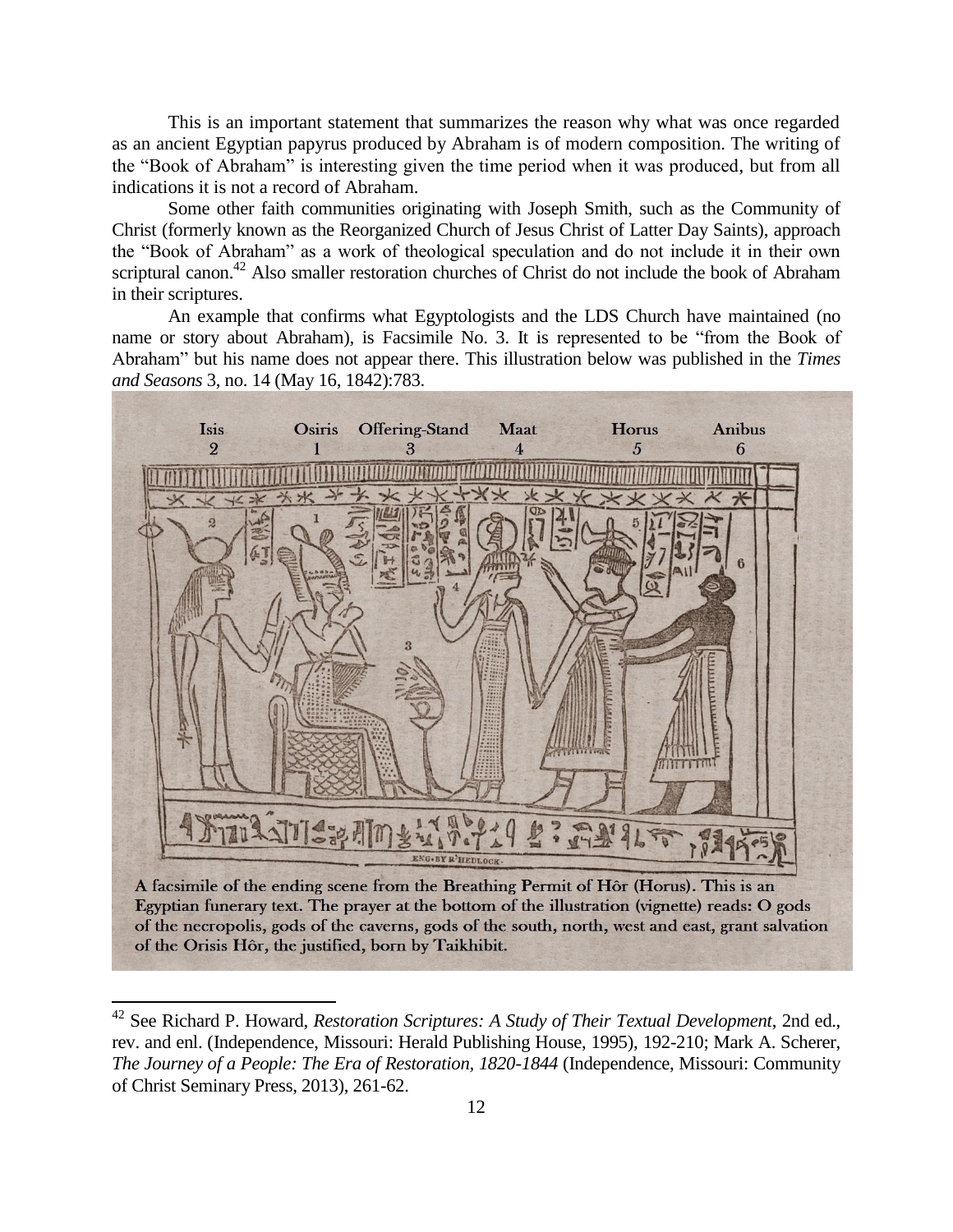This is an important statement that summarizes the reason why what was once regarded as an ancient Egyptian papyrus produced by Abraham is of modern composition. The writing of the "Book of Abraham" is interesting given the time period when it was produced, but from all indications it is not a record of Abraham.

Some other faith communities originating with Joseph Smith, such as the Community of Christ (formerly known as the Reorganized Church of Jesus Christ of Latter Day Saints), approach the "Book of Abraham" as a work of theological speculation and do not include it in their own scriptural canon.[42] Also smaller restoration churches of Christ do not include the book of Abraham in their scriptures.

An example that confirms what Egyptologists and the LDS Church have maintained (no name or story about Abraham), is Facsimile No. 3. It is represented to be "from the Book of Abraham" but his name does not appear there. This illustration below was published in the *Times and Seasons* 3, no. 14 (May 16, 1842):783.

**A facsimile of the ending scene from the Breathing Permit of Hôr (Horus). This is an Egyptian funerary text. The prayer at the bottom of the illustration (vignette) reads: O gods of the necropolis, gods of the caverns, gods of the south, north, west and east, grant salvation of the Orisis Hôr, the justified, born by Taikhibit.**

---

[42] See Richard P. Howard, *Restoration Scriptures: A Study of Their Textual Development*, 2nd ed., rev. and enl. (Independence, Missouri: Herald Publishing House, 1995), 192-210; Mark A. Scherer, *The Journey of a People: The Era of Restoration, 1820-1844* (Independence, Missouri: Community of Christ Seminary Press, 2013), 261-62.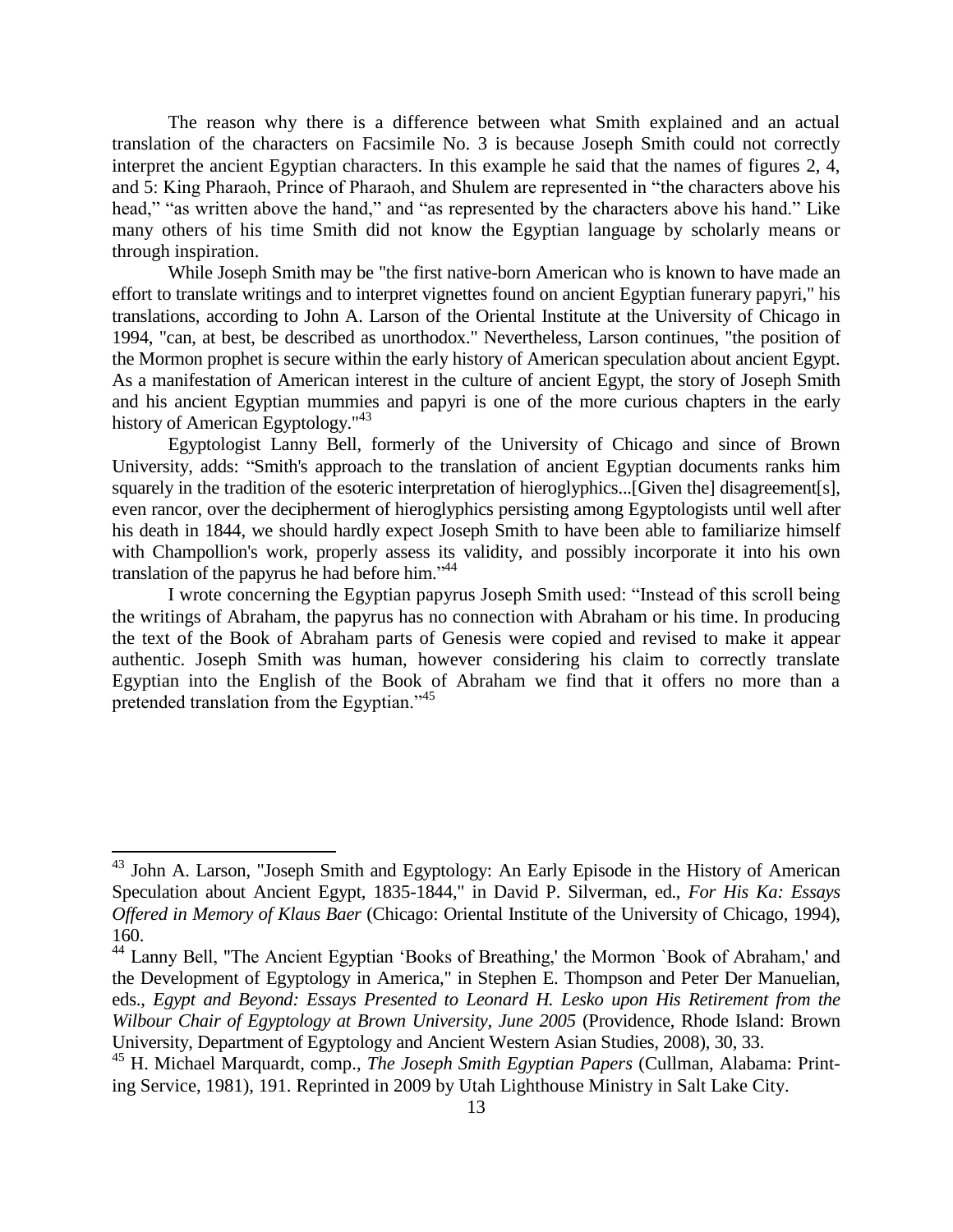The reason why there is a difference between what Smith explained and an actual translation of the characters on Facsimile No. 3 is because Joseph Smith could not correctly interpret the ancient Egyptian characters. In this example he said that the names of figures 2, 4, and 5: King Pharaoh, Prince of Pharaoh, and Shulem are represented in "the characters above his head," "as written above the hand," and "as represented by the characters above his hand." Like many others of his time Smith did not know the Egyptian language by scholarly means or through inspiration.

While Joseph Smith may be "the first native-born American who is known to have made an effort to translate writings and to interpret vignettes found on ancient Egyptian funerary papyri," his translations, according to John A. Larson of the Oriental Institute at the University of Chicago in 1994, "can, at best, be described as unorthodox." Nevertheless, Larson continues, "the position of the Mormon prophet is secure within the early history of American speculation about ancient Egypt. As a manifestation of American interest in the culture of ancient Egypt, the story of Joseph Smith and his ancient Egyptian mummies and papyri is one of the more curious chapters in the early history of American Egyptology."[43]

Egyptologist Lanny Bell, formerly of the University of Chicago and since of Brown University, adds: "Smith's approach to the translation of ancient Egyptian documents ranks him squarely in the tradition of the esoteric interpretation of hieroglyphics...[Given the] disagreement[s], even rancor, over the decipherment of hieroglyphics persisting among Egyptologists until well after his death in 1844, we should hardly expect Joseph Smith to have been able to familiarize himself with Champollion's work, properly assess its validity, and possibly incorporate it into his own translation of the papyrus he had before him."[44]

I wrote concerning the Egyptian papyrus Joseph Smith used: "Instead of this scroll being the writings of Abraham, the papyrus has no connection with Abraham or his time. In producing the text of the Book of Abraham parts of Genesis were copied and revised to make it appear authentic. Joseph Smith was human, however considering his claim to correctly translate Egyptian into the English of the Book of Abraham we find that it offers no more than a pretended translation from the Egyptian."[45]

---

[43] John A. Larson, "Joseph Smith and Egyptology: An Early Episode in the History of American Speculation about Ancient Egypt, 1835-1844," in David P. Silverman, ed., *For His Ka: Essays Offered in Memory of Klaus Baer* (Chicago: Oriental Institute of the University of Chicago, 1994), 160.

[44] Lanny Bell, "The Ancient Egyptian 'Books of Breathing,' the Mormon `Book of Abraham,' and the Development of Egyptology in America," in Stephen E. Thompson and Peter Der Manuelian, eds., *Egypt and Beyond: Essays Presented to Leonard H. Lesko upon His Retirement from the Wilbour Chair of Egyptology at Brown University, June 2005* (Providence, Rhode Island: Brown University, Department of Egyptology and Ancient Western Asian Studies, 2008), 30, 33.

[45] H. Michael Marquardt, comp., *The Joseph Smith Egyptian Papers* (Cullman, Alabama: Printing Service, 1981), 191. Reprinted in 2009 by Utah Lighthouse Ministry in Salt Lake City.